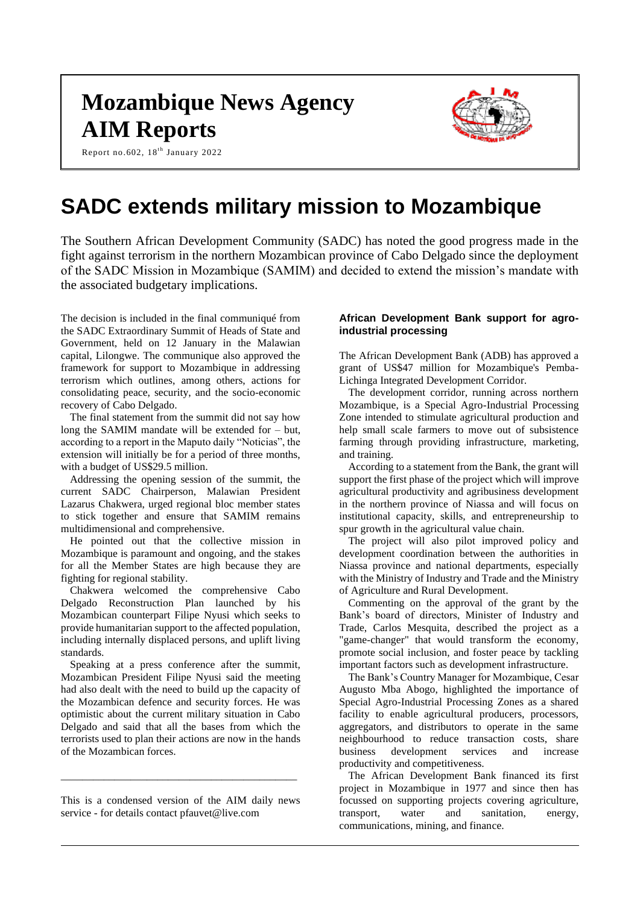# Mozambique News Agency
# AIM Reports

Report no.602, 18th January 2022

# SADC extends military mission to Mozambique

The Southern African Development Community (SADC) has noted the good progress made in the fight against terrorism in the northern Mozambican province of Cabo Delgado since the deployment of the SADC Mission in Mozambique (SAMIM) and decided to extend the mission's mandate with the associated budgetary implications.

The decision is included in the final communiqué from the SADC Extraordinary Summit of Heads of State and Government, held on 12 January in the Malawian capital, Lilongwe. The communique also approved the framework for support to Mozambique in addressing terrorism which outlines, among others, actions for consolidating peace, security, and the socio-economic recovery of Cabo Delgado.

The final statement from the summit did not say how long the SAMIM mandate will be extended for – but, according to a report in the Maputo daily "Noticias", the extension will initially be for a period of three months, with a budget of US$29.5 million.

Addressing the opening session of the summit, the current SADC Chairperson, Malawian President Lazarus Chakwera, urged regional bloc member states to stick together and ensure that SAMIM remains multidimensional and comprehensive.

He pointed out that the collective mission in Mozambique is paramount and ongoing, and the stakes for all the Member States are high because they are fighting for regional stability.

Chakwera welcomed the comprehensive Cabo Delgado Reconstruction Plan launched by his Mozambican counterpart Filipe Nyusi which seeks to provide humanitarian support to the affected population, including internally displaced persons, and uplift living standards.

Speaking at a press conference after the summit, Mozambican President Filipe Nyusi said the meeting had also dealt with the need to build up the capacity of the Mozambican defence and security forces. He was optimistic about the current military situation in Cabo Delgado and said that all the bases from which the terrorists used to plan their actions are now in the hands of the Mozambican forces.

---

This is a condensed version of the AIM daily news service - for details contact pfauvet@live.com

### African Development Bank support for agro-industrial processing

The African Development Bank (ADB) has approved a grant of US$47 million for Mozambique's Pemba-Lichinga Integrated Development Corridor.

The development corridor, running across northern Mozambique, is a Special Agro-Industrial Processing Zone intended to stimulate agricultural production and help small scale farmers to move out of subsistence farming through providing infrastructure, marketing, and training.

According to a statement from the Bank, the grant will support the first phase of the project which will improve agricultural productivity and agribusiness development in the northern province of Niassa and will focus on institutional capacity, skills, and entrepreneurship to spur growth in the agricultural value chain.

The project will also pilot improved policy and development coordination between the authorities in Niassa province and national departments, especially with the Ministry of Industry and Trade and the Ministry of Agriculture and Rural Development.

Commenting on the approval of the grant by the Bank's board of directors, Minister of Industry and Trade, Carlos Mesquita, described the project as a "game-changer" that would transform the economy, promote social inclusion, and foster peace by tackling important factors such as development infrastructure.

The Bank's Country Manager for Mozambique, Cesar Augusto Mba Abogo, highlighted the importance of Special Agro-Industrial Processing Zones as a shared facility to enable agricultural producers, processors, aggregators, and distributors to operate in the same neighbourhood to reduce transaction costs, share business development services and increase productivity and competitiveness.

The African Development Bank financed its first project in Mozambique in 1977 and since then has focussed on supporting projects covering agriculture, transport, water and sanitation, energy, communications, mining, and finance.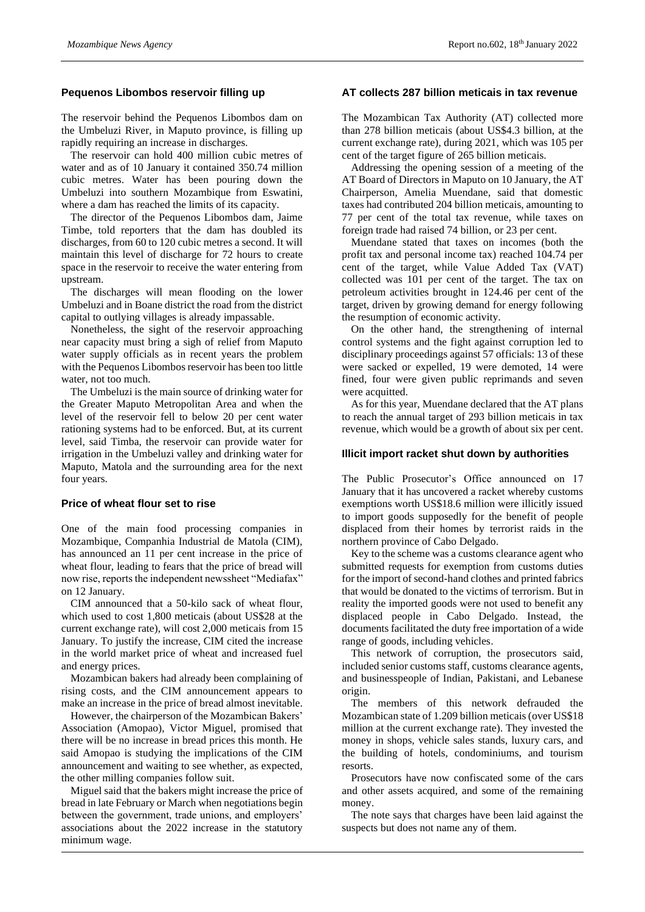## Pequenos Libombos reservoir filling up

The reservoir behind the Pequenos Libombos dam on the Umbeluzi River, in Maputo province, is filling up rapidly requiring an increase in discharges.

The reservoir can hold 400 million cubic metres of water and as of 10 January it contained 350.74 million cubic metres. Water has been pouring down the Umbeluzi into southern Mozambique from Eswatini, where a dam has reached the limits of its capacity.

The director of the Pequenos Libombos dam, Jaime Timbe, told reporters that the dam has doubled its discharges, from 60 to 120 cubic metres a second. It will maintain this level of discharge for 72 hours to create space in the reservoir to receive the water entering from upstream.

The discharges will mean flooding on the lower Umbeluzi and in Boane district the road from the district capital to outlying villages is already impassable.

Nonetheless, the sight of the reservoir approaching near capacity must bring a sigh of relief from Maputo water supply officials as in recent years the problem with the Pequenos Libombos reservoir has been too little water, not too much.

The Umbeluzi is the main source of drinking water for the Greater Maputo Metropolitan Area and when the level of the reservoir fell to below 20 per cent water rationing systems had to be enforced. But, at its current level, said Timba, the reservoir can provide water for irrigation in the Umbeluzi valley and drinking water for Maputo, Matola and the surrounding area for the next four years.

## Price of wheat flour set to rise

One of the main food processing companies in Mozambique, Companhia Industrial de Matola (CIM), has announced an 11 per cent increase in the price of wheat flour, leading to fears that the price of bread will now rise, reports the independent newssheet "Mediafax" on 12 January.

CIM announced that a 50-kilo sack of wheat flour, which used to cost 1,800 meticais (about US$28 at the current exchange rate), will cost 2,000 meticais from 15 January. To justify the increase, CIM cited the increase in the world market price of wheat and increased fuel and energy prices.

Mozambican bakers had already been complaining of rising costs, and the CIM announcement appears to make an increase in the price of bread almost inevitable.

However, the chairperson of the Mozambican Bakers' Association (Amopao), Victor Miguel, promised that there will be no increase in bread prices this month. He said Amopao is studying the implications of the CIM announcement and waiting to see whether, as expected, the other milling companies follow suit.

Miguel said that the bakers might increase the price of bread in late February or March when negotiations begin between the government, trade unions, and employers' associations about the 2022 increase in the statutory minimum wage.

## AT collects 287 billion meticais in tax revenue

The Mozambican Tax Authority (AT) collected more than 278 billion meticais (about US$4.3 billion, at the current exchange rate), during 2021, which was 105 per cent of the target figure of 265 billion meticais.

Addressing the opening session of a meeting of the AT Board of Directors in Maputo on 10 January, the AT Chairperson, Amelia Muendane, said that domestic taxes had contributed 204 billion meticais, amounting to 77 per cent of the total tax revenue, while taxes on foreign trade had raised 74 billion, or 23 per cent.

Muendane stated that taxes on incomes (both the profit tax and personal income tax) reached 104.74 per cent of the target, while Value Added Tax (VAT) collected was 101 per cent of the target. The tax on petroleum activities brought in 124.46 per cent of the target, driven by growing demand for energy following the resumption of economic activity.

On the other hand, the strengthening of internal control systems and the fight against corruption led to disciplinary proceedings against 57 officials: 13 of these were sacked or expelled, 19 were demoted, 14 were fined, four were given public reprimands and seven were acquitted.

As for this year, Muendane declared that the AT plans to reach the annual target of 293 billion meticais in tax revenue, which would be a growth of about six per cent.

## Illicit import racket shut down by authorities

The Public Prosecutor's Office announced on 17 January that it has uncovered a racket whereby customs exemptions worth US$18.6 million were illicitly issued to import goods supposedly for the benefit of people displaced from their homes by terrorist raids in the northern province of Cabo Delgado.

Key to the scheme was a customs clearance agent who submitted requests for exemption from customs duties for the import of second-hand clothes and printed fabrics that would be donated to the victims of terrorism. But in reality the imported goods were not used to benefit any displaced people in Cabo Delgado. Instead, the documents facilitated the duty free importation of a wide range of goods, including vehicles.

This network of corruption, the prosecutors said, included senior customs staff, customs clearance agents, and businesspeople of Indian, Pakistani, and Lebanese origin.

The members of this network defrauded the Mozambican state of 1.209 billion meticais (over US$18 million at the current exchange rate). They invested the money in shops, vehicle sales stands, luxury cars, and the building of hotels, condominiums, and tourism resorts.

Prosecutors have now confiscated some of the cars and other assets acquired, and some of the remaining money.

The note says that charges have been laid against the suspects but does not name any of them.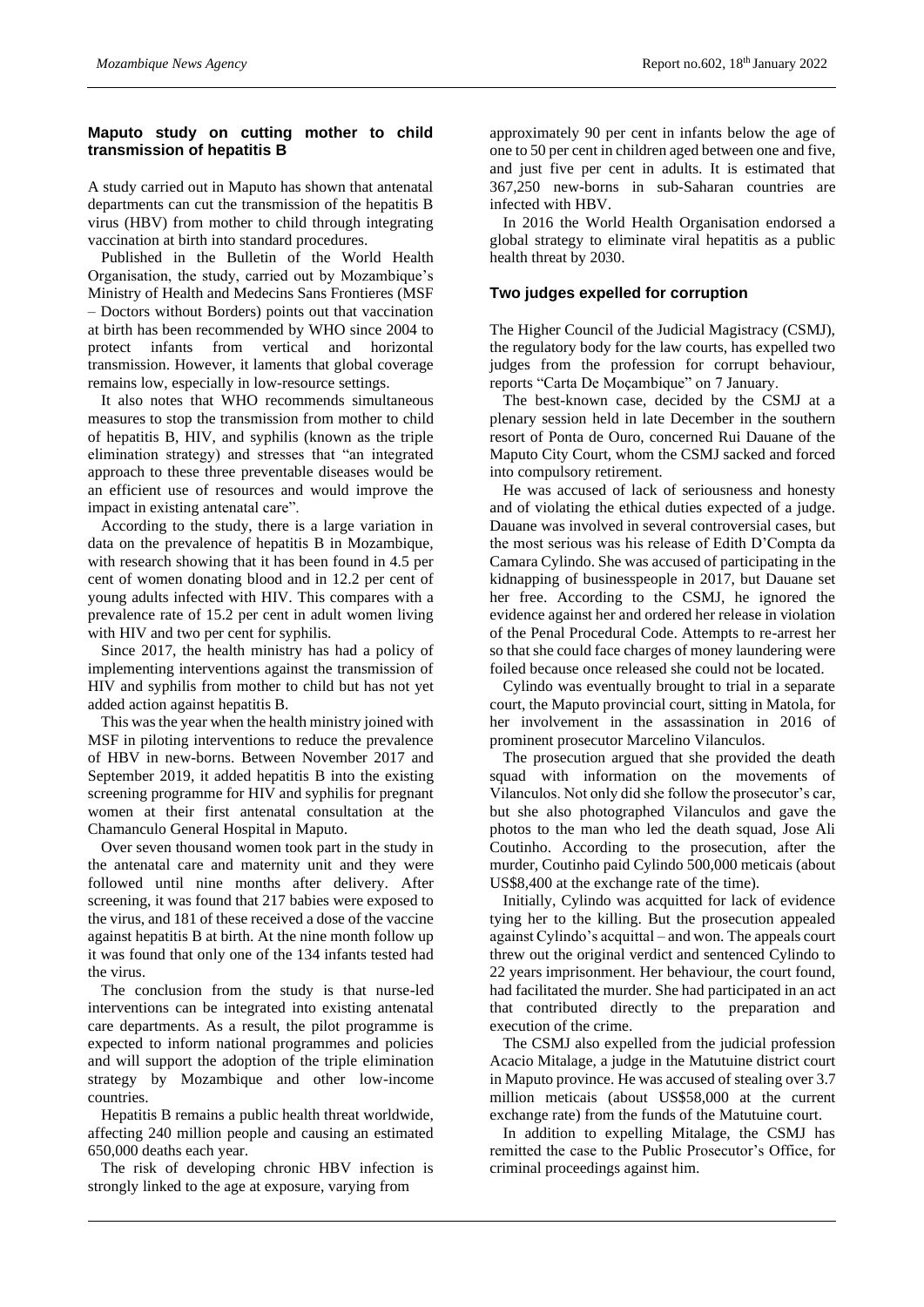## Maputo study on cutting mother to child transmission of hepatitis B

A study carried out in Maputo has shown that antenatal departments can cut the transmission of the hepatitis B virus (HBV) from mother to child through integrating vaccination at birth into standard procedures.

Published in the Bulletin of the World Health Organisation, the study, carried out by Mozambique's Ministry of Health and Medecins Sans Frontieres (MSF – Doctors without Borders) points out that vaccination at birth has been recommended by WHO since 2004 to protect infants from vertical and horizontal transmission. However, it laments that global coverage remains low, especially in low-resource settings.

It also notes that WHO recommends simultaneous measures to stop the transmission from mother to child of hepatitis B, HIV, and syphilis (known as the triple elimination strategy) and stresses that "an integrated approach to these three preventable diseases would be an efficient use of resources and would improve the impact in existing antenatal care".

According to the study, there is a large variation in data on the prevalence of hepatitis B in Mozambique, with research showing that it has been found in 4.5 per cent of women donating blood and in 12.2 per cent of young adults infected with HIV. This compares with a prevalence rate of 15.2 per cent in adult women living with HIV and two per cent for syphilis.

Since 2017, the health ministry has had a policy of implementing interventions against the transmission of HIV and syphilis from mother to child but has not yet added action against hepatitis B.

This was the year when the health ministry joined with MSF in piloting interventions to reduce the prevalence of HBV in new-borns. Between November 2017 and September 2019, it added hepatitis B into the existing screening programme for HIV and syphilis for pregnant women at their first antenatal consultation at the Chamanculo General Hospital in Maputo.

Over seven thousand women took part in the study in the antenatal care and maternity unit and they were followed until nine months after delivery. After screening, it was found that 217 babies were exposed to the virus, and 181 of these received a dose of the vaccine against hepatitis B at birth. At the nine month follow up it was found that only one of the 134 infants tested had the virus.

The conclusion from the study is that nurse-led interventions can be integrated into existing antenatal care departments. As a result, the pilot programme is expected to inform national programmes and policies and will support the adoption of the triple elimination strategy by Mozambique and other low-income countries.

Hepatitis B remains a public health threat worldwide, affecting 240 million people and causing an estimated 650,000 deaths each year.

The risk of developing chronic HBV infection is strongly linked to the age at exposure, varying from approximately 90 per cent in infants below the age of one to 50 per cent in children aged between one and five, and just five per cent in adults. It is estimated that 367,250 new-borns in sub-Saharan countries are infected with HBV.

In 2016 the World Health Organisation endorsed a global strategy to eliminate viral hepatitis as a public health threat by 2030.

## Two judges expelled for corruption

The Higher Council of the Judicial Magistracy (CSMJ), the regulatory body for the law courts, has expelled two judges from the profession for corrupt behaviour, reports "Carta De Moçambique" on 7 January.

The best-known case, decided by the CSMJ at a plenary session held in late December in the southern resort of Ponta de Ouro, concerned Rui Dauane of the Maputo City Court, whom the CSMJ sacked and forced into compulsory retirement.

He was accused of lack of seriousness and honesty and of violating the ethical duties expected of a judge. Dauane was involved in several controversial cases, but the most serious was his release of Edith D'Compta da Camara Cylindo. She was accused of participating in the kidnapping of businesspeople in 2017, but Dauane set her free. According to the CSMJ, he ignored the evidence against her and ordered her release in violation of the Penal Procedural Code. Attempts to re-arrest her so that she could face charges of money laundering were foiled because once released she could not be located.

Cylindo was eventually brought to trial in a separate court, the Maputo provincial court, sitting in Matola, for her involvement in the assassination in 2016 of prominent prosecutor Marcelino Vilanculos.

The prosecution argued that she provided the death squad with information on the movements of Vilanculos. Not only did she follow the prosecutor's car, but she also photographed Vilanculos and gave the photos to the man who led the death squad, Jose Ali Coutinho. According to the prosecution, after the murder, Coutinho paid Cylindo 500,000 meticais (about US$8,400 at the exchange rate of the time).

Initially, Cylindo was acquitted for lack of evidence tying her to the killing. But the prosecution appealed against Cylindo's acquittal – and won. The appeals court threw out the original verdict and sentenced Cylindo to 22 years imprisonment. Her behaviour, the court found, had facilitated the murder. She had participated in an act that contributed directly to the preparation and execution of the crime.

The CSMJ also expelled from the judicial profession Acacio Mitalage, a judge in the Matutuine district court in Maputo province. He was accused of stealing over 3.7 million meticais (about US$58,000 at the current exchange rate) from the funds of the Matutuine court.

In addition to expelling Mitalage, the CSMJ has remitted the case to the Public Prosecutor's Office, for criminal proceedings against him.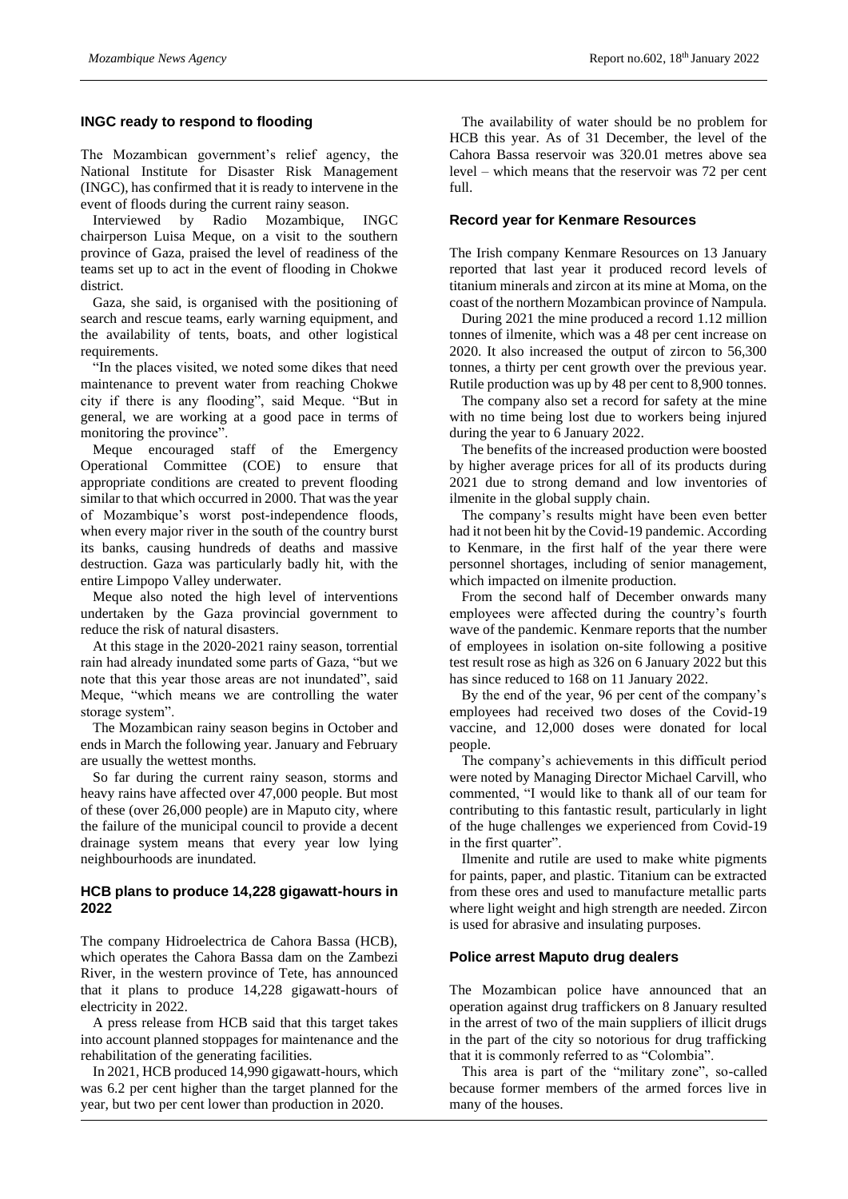## INGC ready to respond to flooding

The Mozambican government's relief agency, the National Institute for Disaster Risk Management (INGC), has confirmed that it is ready to intervene in the event of floods during the current rainy season.

Interviewed by Radio Mozambique, INGC chairperson Luisa Meque, on a visit to the southern province of Gaza, praised the level of readiness of the teams set up to act in the event of flooding in Chokwe district.

Gaza, she said, is organised with the positioning of search and rescue teams, early warning equipment, and the availability of tents, boats, and other logistical requirements.

"In the places visited, we noted some dikes that need maintenance to prevent water from reaching Chokwe city if there is any flooding", said Meque. "But in general, we are working at a good pace in terms of monitoring the province".

Meque encouraged staff of the Emergency Operational Committee (COE) to ensure that appropriate conditions are created to prevent flooding similar to that which occurred in 2000. That was the year of Mozambique's worst post-independence floods, when every major river in the south of the country burst its banks, causing hundreds of deaths and massive destruction. Gaza was particularly badly hit, with the entire Limpopo Valley underwater.

Meque also noted the high level of interventions undertaken by the Gaza provincial government to reduce the risk of natural disasters.

At this stage in the 2020-2021 rainy season, torrential rain had already inundated some parts of Gaza, "but we note that this year those areas are not inundated", said Meque, "which means we are controlling the water storage system".

The Mozambican rainy season begins in October and ends in March the following year. January and February are usually the wettest months.

So far during the current rainy season, storms and heavy rains have affected over 47,000 people. But most of these (over 26,000 people) are in Maputo city, where the failure of the municipal council to provide a decent drainage system means that every year low lying neighbourhoods are inundated.

## HCB plans to produce 14,228 gigawatt-hours in 2022

The company Hidroelectrica de Cahora Bassa (HCB), which operates the Cahora Bassa dam on the Zambezi River, in the western province of Tete, has announced that it plans to produce 14,228 gigawatt-hours of electricity in 2022.

A press release from HCB said that this target takes into account planned stoppages for maintenance and the rehabilitation of the generating facilities.

In 2021, HCB produced 14,990 gigawatt-hours, which was 6.2 per cent higher than the target planned for the year, but two per cent lower than production in 2020.

The availability of water should be no problem for HCB this year. As of 31 December, the level of the Cahora Bassa reservoir was 320.01 metres above sea level – which means that the reservoir was 72 per cent full.

## Record year for Kenmare Resources

The Irish company Kenmare Resources on 13 January reported that last year it produced record levels of titanium minerals and zircon at its mine at Moma, on the coast of the northern Mozambican province of Nampula.

During 2021 the mine produced a record 1.12 million tonnes of ilmenite, which was a 48 per cent increase on 2020. It also increased the output of zircon to 56,300 tonnes, a thirty per cent growth over the previous year. Rutile production was up by 48 per cent to 8,900 tonnes.

The company also set a record for safety at the mine with no time being lost due to workers being injured during the year to 6 January 2022.

The benefits of the increased production were boosted by higher average prices for all of its products during 2021 due to strong demand and low inventories of ilmenite in the global supply chain.

The company's results might have been even better had it not been hit by the Covid-19 pandemic. According to Kenmare, in the first half of the year there were personnel shortages, including of senior management, which impacted on ilmenite production.

From the second half of December onwards many employees were affected during the country's fourth wave of the pandemic. Kenmare reports that the number of employees in isolation on-site following a positive test result rose as high as 326 on 6 January 2022 but this has since reduced to 168 on 11 January 2022.

By the end of the year, 96 per cent of the company's employees had received two doses of the Covid-19 vaccine, and 12,000 doses were donated for local people.

The company's achievements in this difficult period were noted by Managing Director Michael Carvill, who commented, "I would like to thank all of our team for contributing to this fantastic result, particularly in light of the huge challenges we experienced from Covid-19 in the first quarter".

Ilmenite and rutile are used to make white pigments for paints, paper, and plastic. Titanium can be extracted from these ores and used to manufacture metallic parts where light weight and high strength are needed. Zircon is used for abrasive and insulating purposes.

## Police arrest Maputo drug dealers

The Mozambican police have announced that an operation against drug traffickers on 8 January resulted in the arrest of two of the main suppliers of illicit drugs in the part of the city so notorious for drug trafficking that it is commonly referred to as "Colombia".

This area is part of the "military zone", so-called because former members of the armed forces live in many of the houses.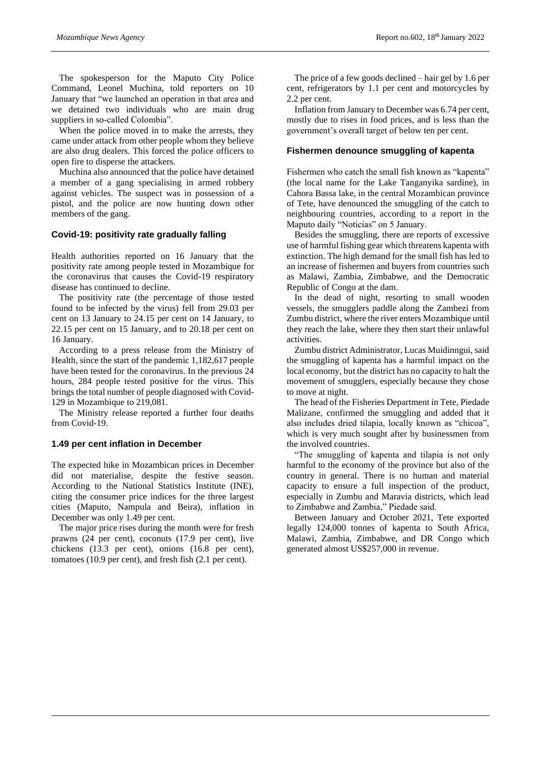The spokesperson for the Maputo City Police Command, Leonel Muchina, told reporters on 10 January that "we launched an operation in that area and we detained two individuals who are main drug suppliers in so-called Colombia".

When the police moved in to make the arrests, they came under attack from other people whom they believe are also drug dealers. This forced the police officers to open fire to disperse the attackers.

Muchina also announced that the police have detained a member of a gang specialising in armed robbery against vehicles. The suspect was in possession of a pistol, and the police are now hunting down other members of the gang.

### Covid-19: positivity rate gradually falling

Health authorities reported on 16 January that the positivity rate among people tested in Mozambique for the coronavirus that causes the Covid-19 respiratory disease has continued to decline.

The positivity rate (the percentage of those tested found to be infected by the virus) fell from 29.03 per cent on 13 January to 24.15 per cent on 14 January, to 22.15 per cent on 15 January, and to 20.18 per cent on 16 January.

According to a press release from the Ministry of Health, since the start of the pandemic 1,182,617 people have been tested for the coronavirus. In the previous 24 hours, 284 people tested positive for the virus. This brings the total number of people diagnosed with Covid-129 in Mozambique to 219,081.

The Ministry release reported a further four deaths from Covid-19.

### 1.49 per cent inflation in December

The expected hike in Mozambican prices in December did not materialise, despite the festive season. According to the National Statistics Institute (INE), citing the consumer price indices for the three largest cities (Maputo, Nampula and Beira), inflation in December was only 1.49 per cent.

The major price rises during the month were for fresh prawns (24 per cent), coconuts (17.9 per cent), live chickens (13.3 per cent), onions (16.8 per cent), tomatoes (10.9 per cent), and fresh fish (2.1 per cent).

The price of a few goods declined – hair gel by 1.6 per cent, refrigerators by 1.1 per cent and motorcycles by 2.2 per cent.

Inflation from January to December was 6.74 per cent, mostly due to rises in food prices, and is less than the government's overall target of below ten per cent.

### Fishermen denounce smuggling of kapenta

Fishermen who catch the small fish known as "kapenta" (the local name for the Lake Tanganyika sardine), in Cahora Bassa lake, in the central Mozambican province of Tete, have denounced the smuggling of the catch to neighbouring countries, according to a report in the Maputo daily "Noticias" on 5 January.

Besides the smuggling, there are reports of excessive use of harmful fishing gear which threatens kapenta with extinction. The high demand for the small fish has led to an increase of fishermen and buyers from countries such as Malawi, Zambia, Zimbabwe, and the Democratic Republic of Congo at the dam.

In the dead of night, resorting to small wooden vessels, the smugglers paddle along the Zambezi from Zumbu district, where the river enters Mozambique until they reach the lake, where they then start their unlawful activities.

Zumbu district Administrator, Lucas Muidinngui, said the smuggling of kapenta has a harmful impact on the local economy, but the district has no capacity to halt the movement of smugglers, especially because they chose to move at night.

The head of the Fisheries Department in Tete, Piedade Malizane, confirmed the smuggling and added that it also includes dried tilapia, locally known as "chicoa", which is very much sought after by businessmen from the involved countries.

"The smuggling of kapenta and tilapia is not only harmful to the economy of the province but also of the country in general. There is no human and material capacity to ensure a full inspection of the product, especially in Zumbu and Maravia districts, which lead to Zimbabwe and Zambia," Piedade said.

Between January and October 2021, Tete exported legally 124,000 tonnes of kapenta to South Africa, Malawi, Zambia, Zimbabwe, and DR Congo which generated almost US$257,000 in revenue.